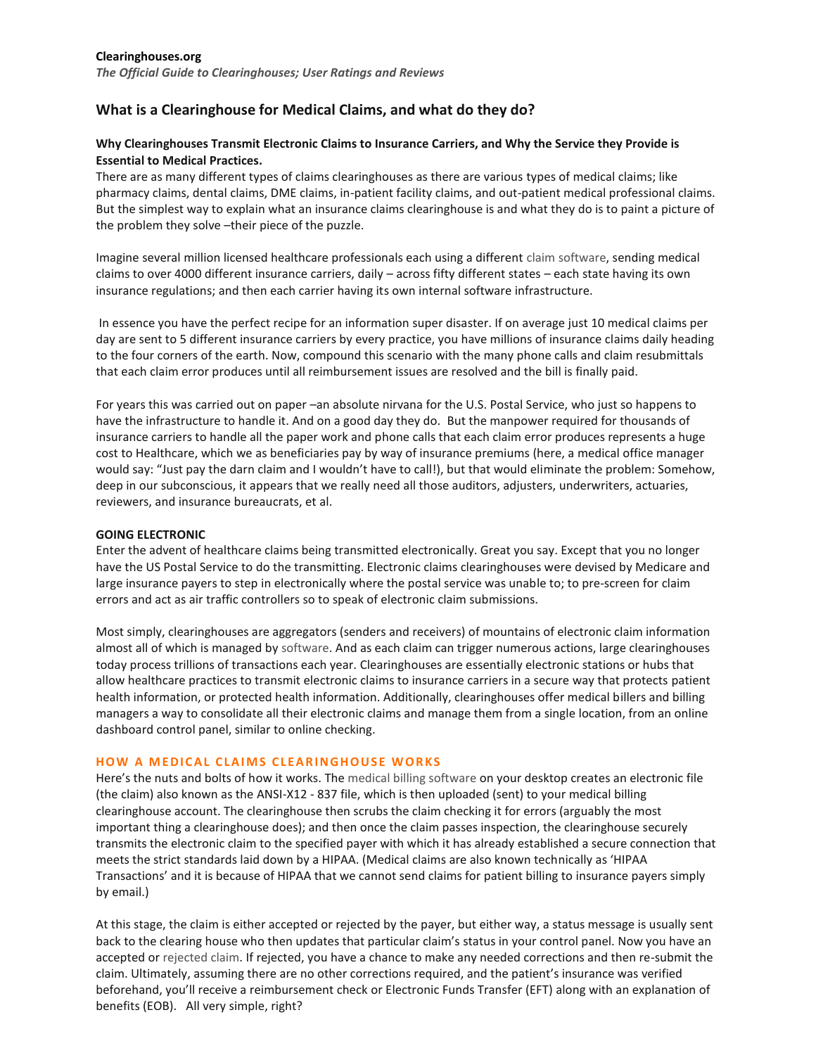**Clearinghouses.org**

*The Official Guide to Clearinghouses; User Ratings and Reviews*

## What is a Clearinghouse for Medical Claims, and what do they do?

**Why Clearinghouses Transmit Electronic Claims to Insurance Carriers, and Why the Service they Provide is Essential to Medical Practices.**

There are as many different types of claims clearinghouses as there are various types of medical claims; like pharmacy claims, dental claims, DME claims, in-patient facility claims, and out-patient medical professional claims. But the simplest way to explain what an insurance claims clearinghouse is and what they do is to paint a picture of the problem they solve –their piece of the puzzle.

Imagine several million licensed healthcare professionals each using a different claim software, sending medical claims to over 4000 different insurance carriers, daily – across fifty different states – each state having its own insurance regulations; and then each carrier having its own internal software infrastructure.

In essence you have the perfect recipe for an information super disaster. If on average just 10 medical claims per day are sent to 5 different insurance carriers by every practice, you have millions of insurance claims daily heading to the four corners of the earth. Now, compound this scenario with the many phone calls and claim resubmittals that each claim error produces until all reimbursement issues are resolved and the bill is finally paid.

For years this was carried out on paper –an absolute nirvana for the U.S. Postal Service, who just so happens to have the infrastructure to handle it. And on a good day they do. But the manpower required for thousands of insurance carriers to handle all the paper work and phone calls that each claim error produces represents a huge cost to Healthcare, which we as beneficiaries pay by way of insurance premiums (here, a medical office manager would say: "Just pay the darn claim and I wouldn't have to call!), but that would eliminate the problem: Somehow, deep in our subconscious, it appears that we really need all those auditors, adjusters, underwriters, actuaries, reviewers, and insurance bureaucrats, et al.

**GOING ELECTRONIC**

Enter the advent of healthcare claims being transmitted electronically. Great you say. Except that you no longer have the US Postal Service to do the transmitting. Electronic claims clearinghouses were devised by Medicare and large insurance payers to step in electronically where the postal service was unable to; to pre-screen for claim errors and act as air traffic controllers so to speak of electronic claim submissions.

Most simply, clearinghouses are aggregators (senders and receivers) of mountains of electronic claim information almost all of which is managed by software. And as each claim can trigger numerous actions, large clearinghouses today process trillions of transactions each year. Clearinghouses are essentially electronic stations or hubs that allow healthcare practices to transmit electronic claims to insurance carriers in a secure way that protects patient health information, or protected health information. Additionally, clearinghouses offer medical billers and billing managers a way to consolidate all their electronic claims and manage them from a single location, from an online dashboard control panel, similar to online checking.

### HOW A MEDICAL CLAIMS CLEARINGHOUSE WORKS

Here's the nuts and bolts of how it works. The medical billing software on your desktop creates an electronic file (the claim) also known as the ANSI-X12 - 837 file, which is then uploaded (sent) to your medical billing clearinghouse account. The clearinghouse then scrubs the claim checking it for errors (arguably the most important thing a clearinghouse does); and then once the claim passes inspection, the clearinghouse securely transmits the electronic claim to the specified payer with which it has already established a secure connection that meets the strict standards laid down by a HIPAA. (Medical claims are also known technically as 'HIPAA Transactions' and it is because of HIPAA that we cannot send claims for patient billing to insurance payers simply by email.)

At this stage, the claim is either accepted or rejected by the payer, but either way, a status message is usually sent back to the clearing house who then updates that particular claim's status in your control panel. Now you have an accepted or rejected claim. If rejected, you have a chance to make any needed corrections and then re-submit the claim. Ultimately, assuming there are no other corrections required, and the patient's insurance was verified beforehand, you'll receive a reimbursement check or Electronic Funds Transfer (EFT) along with an explanation of benefits (EOB). All very simple, right?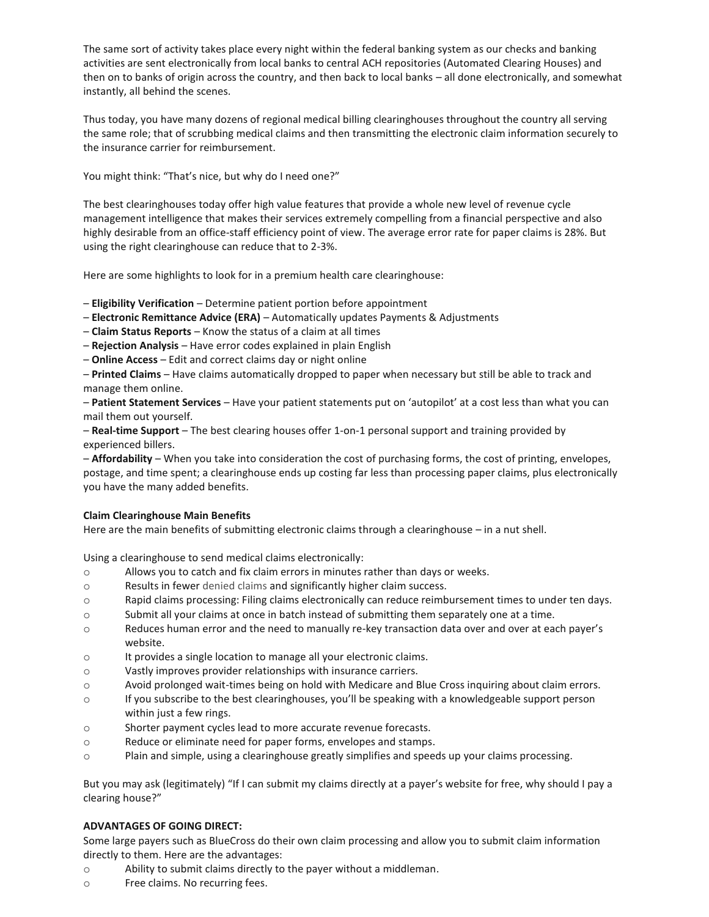The same sort of activity takes place every night within the federal banking system as our checks and banking activities are sent electronically from local banks to central ACH repositories (Automated Clearing Houses) and then on to banks of origin across the country, and then back to local banks – all done electronically, and somewhat instantly, all behind the scenes.

Thus today, you have many dozens of regional medical billing clearinghouses throughout the country all serving the same role; that of scrubbing medical claims and then transmitting the electronic claim information securely to the insurance carrier for reimbursement.

You might think: "That's nice, but why do I need one?"

The best clearinghouses today offer high value features that provide a whole new level of revenue cycle management intelligence that makes their services extremely compelling from a financial perspective and also highly desirable from an office-staff efficiency point of view. The average error rate for paper claims is 28%. But using the right clearinghouse can reduce that to 2-3%.

Here are some highlights to look for in a premium health care clearinghouse:

– **Eligibility Verification** – Determine patient portion before appointment
– **Electronic Remittance Advice (ERA)** – Automatically updates Payments & Adjustments
– **Claim Status Reports** – Know the status of a claim at all times
– **Rejection Analysis** – Have error codes explained in plain English
– **Online Access** – Edit and correct claims day or night online
– **Printed Claims** – Have claims automatically dropped to paper when necessary but still be able to track and manage them online.
– **Patient Statement Services** – Have your patient statements put on 'autopilot' at a cost less than what you can mail them out yourself.
– **Real-time Support** – The best clearing houses offer 1-on-1 personal support and training provided by experienced billers.
– **Affordability** – When you take into consideration the cost of purchasing forms, the cost of printing, envelopes, postage, and time spent; a clearinghouse ends up costing far less than processing paper claims, plus electronically you have the many added benefits.

**Claim Clearinghouse Main Benefits**
Here are the main benefits of submitting electronic claims through a clearinghouse – in a nut shell.

Using a clearinghouse to send medical claims electronically:

- Allows you to catch and fix claim errors in minutes rather than days or weeks.
- Results in fewer denied claims and significantly higher claim success.
- Rapid claims processing: Filing claims electronically can reduce reimbursement times to under ten days.
- Submit all your claims at once in batch instead of submitting them separately one at a time.
- Reduces human error and the need to manually re-key transaction data over and over at each payer's website.
- It provides a single location to manage all your electronic claims.
- Vastly improves provider relationships with insurance carriers.
- Avoid prolonged wait-times being on hold with Medicare and Blue Cross inquiring about claim errors.
- If you subscribe to the best clearinghouses, you'll be speaking with a knowledgeable support person within just a few rings.
- Shorter payment cycles lead to more accurate revenue forecasts.
- Reduce or eliminate need for paper forms, envelopes and stamps.
- Plain and simple, using a clearinghouse greatly simplifies and speeds up your claims processing.

But you may ask (legitimately) "If I can submit my claims directly at a payer's website for free, why should I pay a clearing house?"

**ADVANTAGES OF GOING DIRECT:**
Some large payers such as BlueCross do their own claim processing and allow you to submit claim information directly to them. Here are the advantages:

- Ability to submit claims directly to the payer without a middleman.
- Free claims. No recurring fees.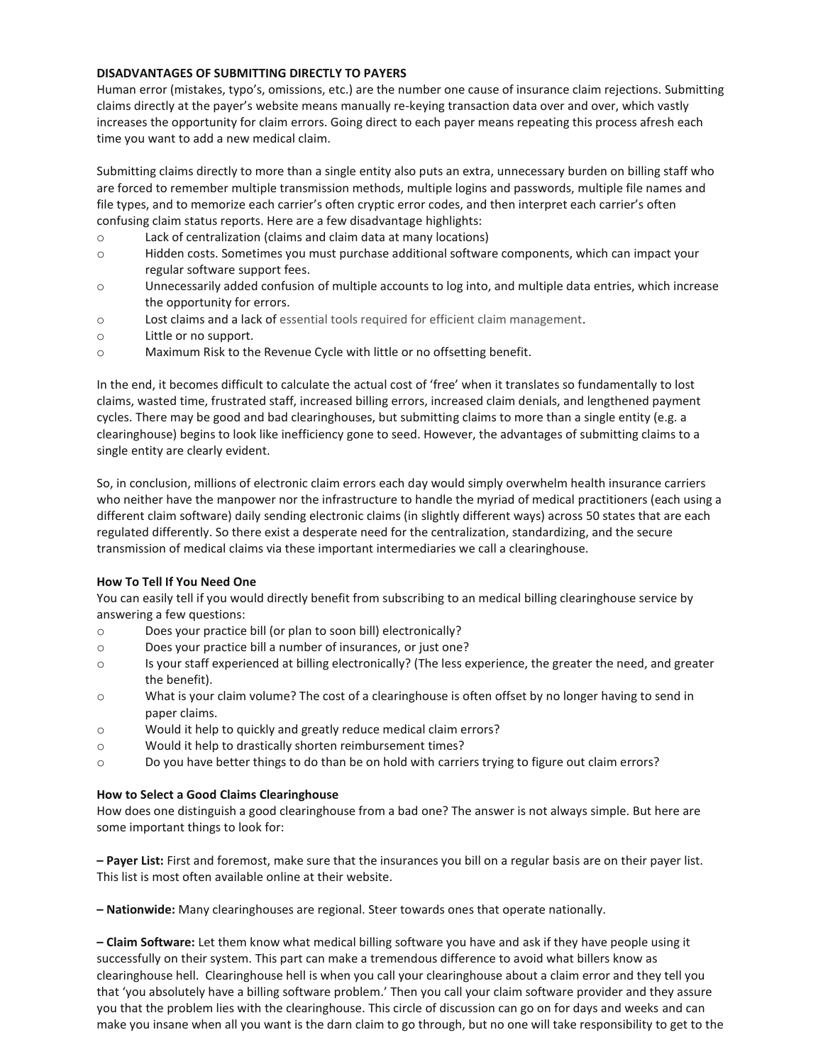**DISADVANTAGES OF SUBMITTING DIRECTLY TO PAYERS**

Human error (mistakes, typo's, omissions, etc.) are the number one cause of insurance claim rejections. Submitting claims directly at the payer's website means manually re-keying transaction data over and over, which vastly increases the opportunity for claim errors. Going direct to each payer means repeating this process afresh each time you want to add a new medical claim.

Submitting claims directly to more than a single entity also puts an extra, unnecessary burden on billing staff who are forced to remember multiple transmission methods, multiple logins and passwords, multiple file names and file types, and to memorize each carrier's often cryptic error codes, and then interpret each carrier's often confusing claim status reports. Here are a few disadvantage highlights:

- Lack of centralization (claims and claim data at many locations)
- Hidden costs. Sometimes you must purchase additional software components, which can impact your regular software support fees.
- Unnecessarily added confusion of multiple accounts to log into, and multiple data entries, which increase the opportunity for errors.
- Lost claims and a lack of essential tools required for efficient claim management.
- Little or no support.
- Maximum Risk to the Revenue Cycle with little or no offsetting benefit.

In the end, it becomes difficult to calculate the actual cost of 'free' when it translates so fundamentally to lost claims, wasted time, frustrated staff, increased billing errors, increased claim denials, and lengthened payment cycles. There may be good and bad clearinghouses, but submitting claims to more than a single entity (e.g. a clearinghouse) begins to look like inefficiency gone to seed. However, the advantages of submitting claims to a single entity are clearly evident.

So, in conclusion, millions of electronic claim errors each day would simply overwhelm health insurance carriers who neither have the manpower nor the infrastructure to handle the myriad of medical practitioners (each using a different claim software) daily sending electronic claims (in slightly different ways) across 50 states that are each regulated differently. So there exist a desperate need for the centralization, standardizing, and the secure transmission of medical claims via these important intermediaries we call a clearinghouse.

**How To Tell If You Need One**

You can easily tell if you would directly benefit from subscribing to an medical billing clearinghouse service by answering a few questions:

- Does your practice bill (or plan to soon bill) electronically?
- Does your practice bill a number of insurances, or just one?
- Is your staff experienced at billing electronically? (The less experience, the greater the need, and greater the benefit).
- What is your claim volume? The cost of a clearinghouse is often offset by no longer having to send in paper claims.
- Would it help to quickly and greatly reduce medical claim errors?
- Would it help to drastically shorten reimbursement times?
- Do you have better things to do than be on hold with carriers trying to figure out claim errors?

**How to Select a Good Claims Clearinghouse**

How does one distinguish a good clearinghouse from a bad one? The answer is not always simple. But here are some important things to look for:

**– Payer List:** First and foremost, make sure that the insurances you bill on a regular basis are on their payer list. This list is most often available online at their website.

**– Nationwide:** Many clearinghouses are regional. Steer towards ones that operate nationally.

**– Claim Software:** Let them know what medical billing software you have and ask if they have people using it successfully on their system. This part can make a tremendous difference to avoid what billers know as clearinghouse hell. Clearinghouse hell is when you call your clearinghouse about a claim error and they tell you that 'you absolutely have a billing software problem.' Then you call your claim software provider and they assure you that the problem lies with the clearinghouse. This circle of discussion can go on for days and weeks and can make you insane when all you want is the darn claim to go through, but no one will take responsibility to get to the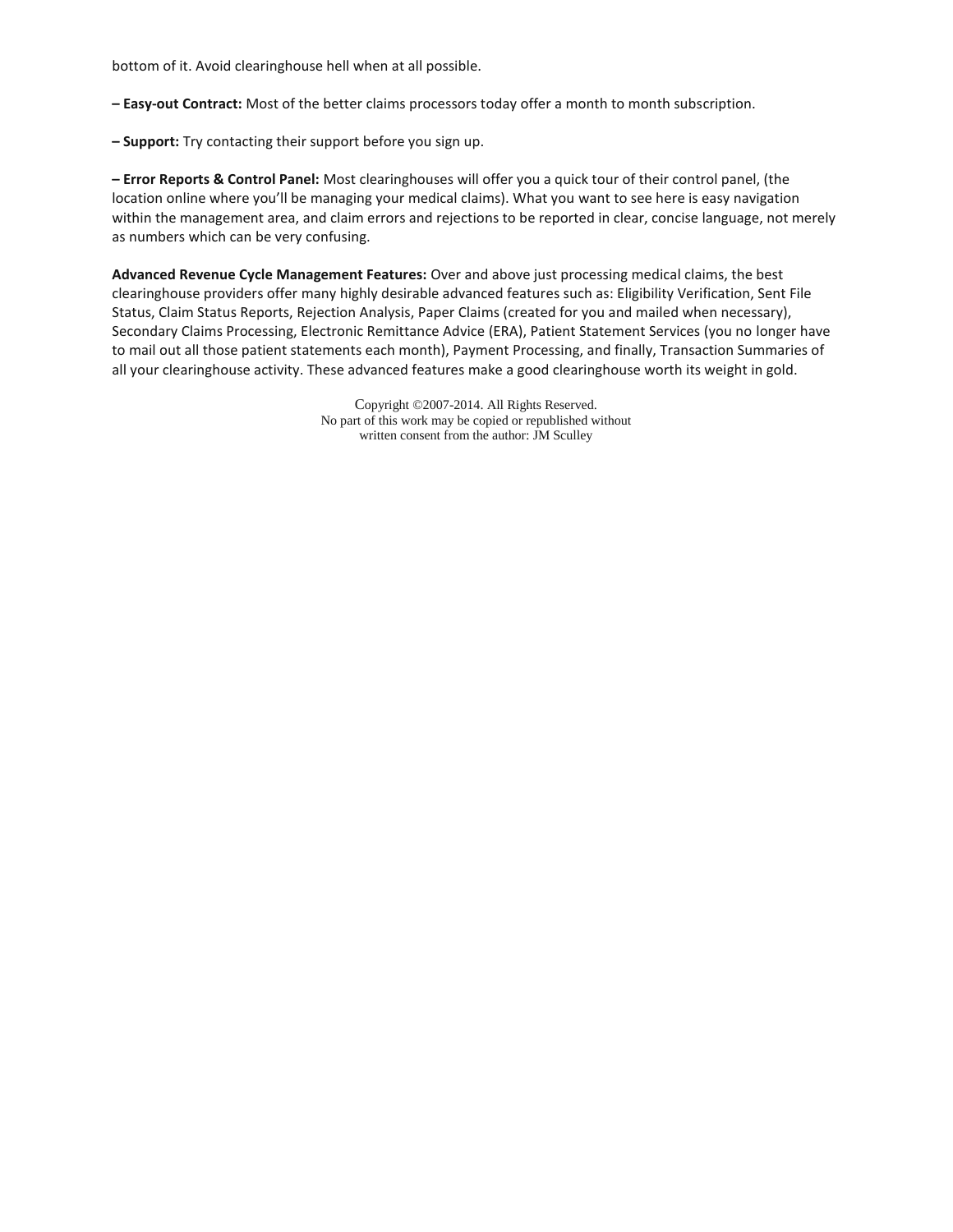bottom of it. Avoid clearinghouse hell when at all possible.

**– Easy-out Contract:** Most of the better claims processors today offer a month to month subscription.

**– Support:** Try contacting their support before you sign up.

**– Error Reports & Control Panel:** Most clearinghouses will offer you a quick tour of their control panel, (the location online where you'll be managing your medical claims). What you want to see here is easy navigation within the management area, and claim errors and rejections to be reported in clear, concise language, not merely as numbers which can be very confusing.

**Advanced Revenue Cycle Management Features:** Over and above just processing medical claims, the best clearinghouse providers offer many highly desirable advanced features such as: Eligibility Verification, Sent File Status, Claim Status Reports, Rejection Analysis, Paper Claims (created for you and mailed when necessary), Secondary Claims Processing, Electronic Remittance Advice (ERA), Patient Statement Services (you no longer have to mail out all those patient statements each month), Payment Processing, and finally, Transaction Summaries of all your clearinghouse activity. These advanced features make a good clearinghouse worth its weight in gold.

Copyright ©2007-2014. All Rights Reserved.
No part of this work may be copied or republished without
written consent from the author: JM Sculley